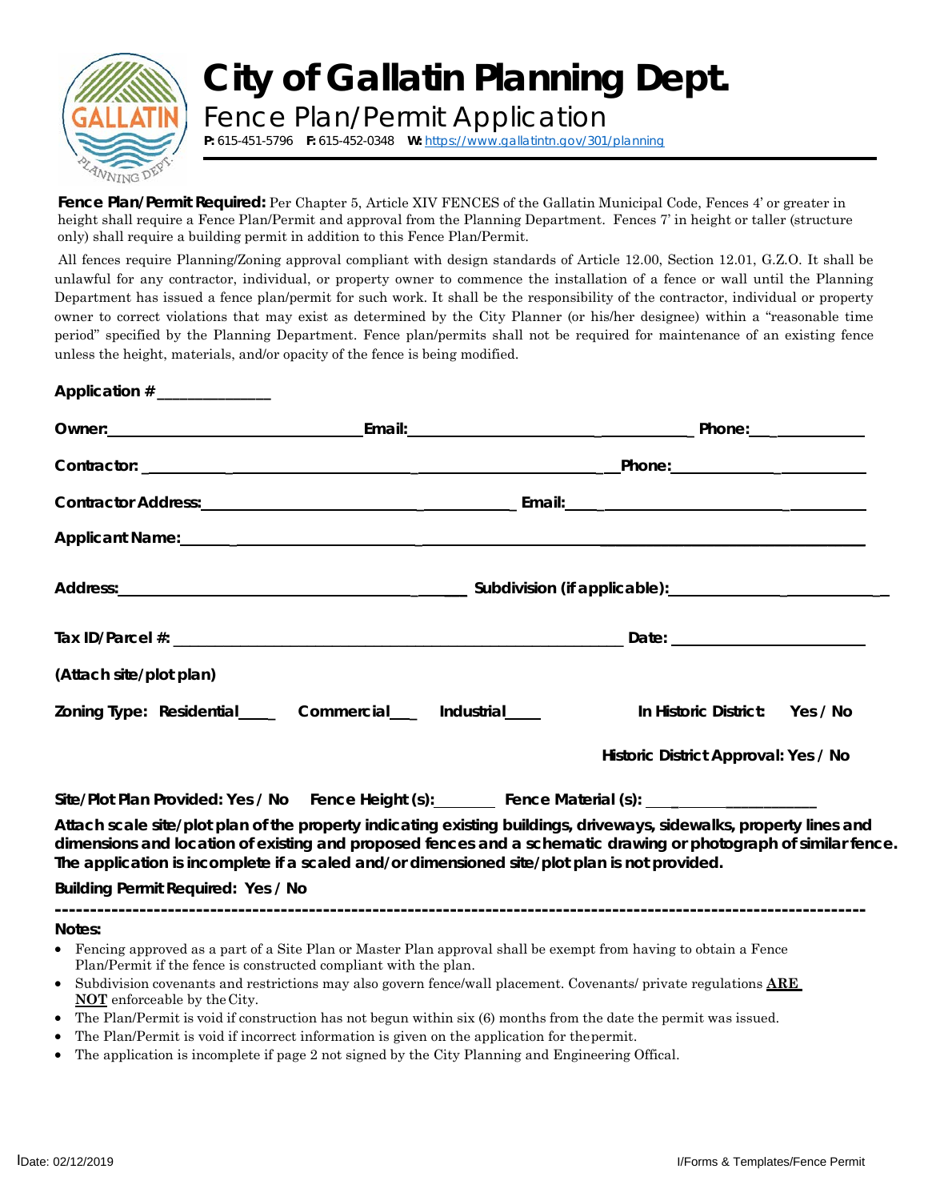# City of Gallatin Planning Dept.

## Fence Plan/Permit Application

**P:** 615-451-5796 **F:** 615-452-0348 **W:** https://www.gallatintn.gov/301/planning

**Fence Plan/Permit Required:** Per Chapter 5, Article XIV FENCES of the Gallatin Municipal Code, Fences 4' or greater in height shall require a Fence Plan/Permit and approval from the Planning Department. Fences 7' in height or taller (structure only) shall require a building permit in addition to this Fence Plan/Permit.

All fences require Planning/Zoning approval compliant with design standards of Article 12.00, Section 12.01, G.Z.O. It shall be unlawful for any contractor, individual, or property owner to commence the installation of a fence or wall until the Planning Department has issued a fence plan/permit for such work. It shall be the responsibility of the contractor, individual or property owner to correct violations that may exist as determined by the City Planner (or his/her designee) within a "reasonable time period" specified by the Planning Department. Fence plan/permits shall not be required for maintenance of an existing fence unless the height, materials, and/or opacity of the fence is being modified.

**Application #** ______________

**Owner:** ______________________________ **Email:** ______________________________ **Phone:** ______________

**Contractor:** __________________________________________________________ **Phone:** ______________________

**Contractor Address:** ______________________________________ **Email:** ______________________________

**Applicant Name:** __________________________________________________________________________________

**Address:** ______________________________________ **Subdivision (if applicable):** __________________________

**Tax ID/Parcel #:** ______________________________________________________ **Date:** ______________________

**(Attach site/plot plan)**

**Zoning Type: Residential**____ **Commercial**___ **Industrial**____ **In Historic District: Yes / No**

**Historic District Approval: Yes / No**

**Site/Plot Plan Provided: Yes / No** **Fence Height (s):**_______ **Fence Material (s):** ____________________

**Attach scale site/plot plan of the property indicating existing buildings, driveways, sidewalks, property lines and dimensions and location of existing and proposed fences and a schematic drawing or photograph of similar fence. The application is incomplete if a scaled and/or dimensioned site/plot plan is not provided.**

**Building Permit Required: Yes / No**

---

**Notes:**

- Fencing approved as a part of a Site Plan or Master Plan approval shall be exempt from having to obtain a Fence Plan/Permit if the fence is constructed compliant with the plan.
- Subdivision covenants and restrictions may also govern fence/wall placement. Covenants/ private regulations **ARE NOT** enforceable by the City.
- The Plan/Permit is void if construction has not begun within six (6) months from the date the permit was issued.
- The Plan/Permit is void if incorrect information is given on the application for the permit.
- The application is incomplete if page 2 not signed by the City Planning and Engineering Offical.

Date: 02/12/2019 I/Forms & Templates/Fence Permit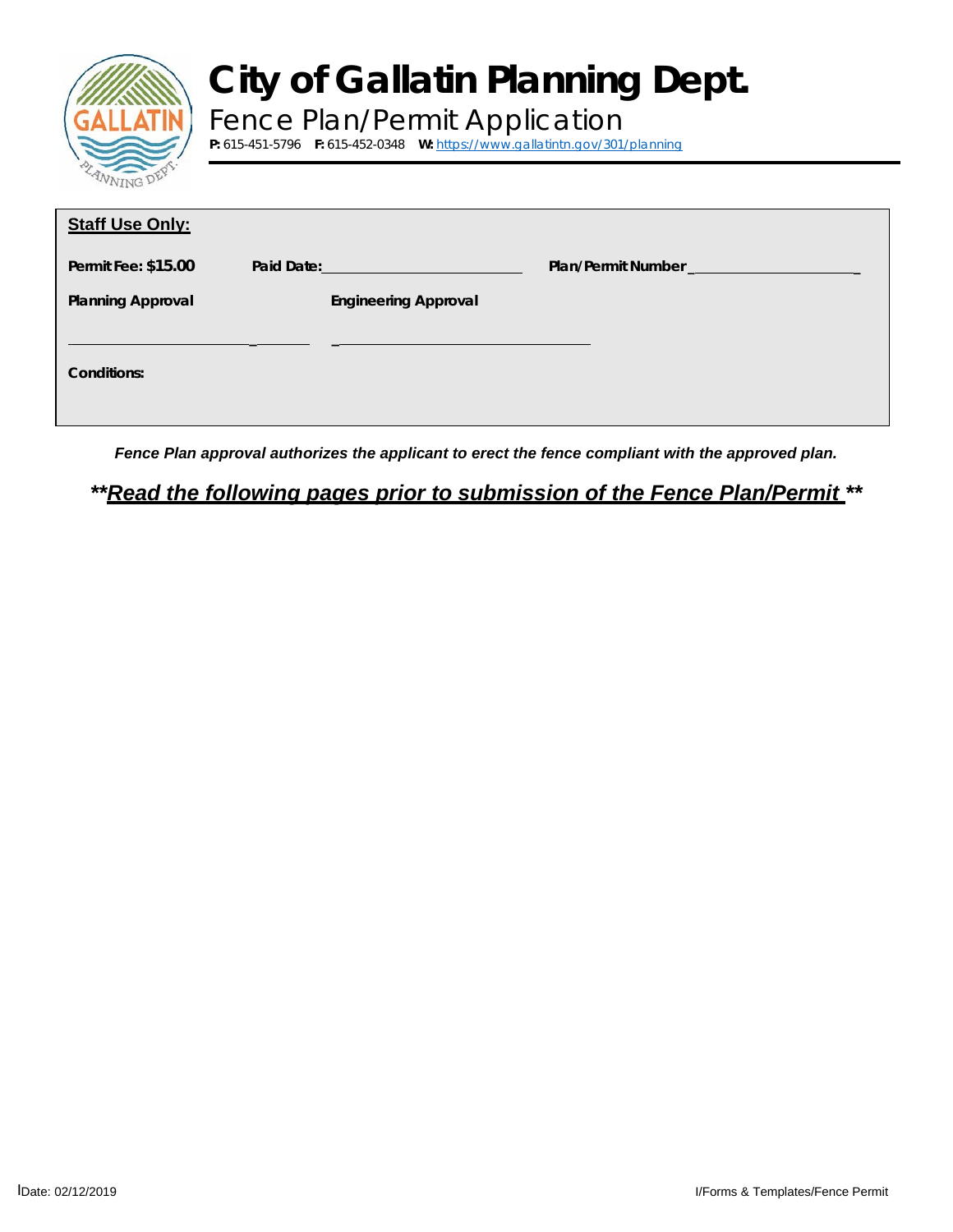# City of Gallatin Planning Dept.

## Fence Plan/Permit Application

**P:** 615-451-5796 **F:** 615-452-0348 **W:** https://www.gallatintn.gov/301/planning

**Staff Use Only:**

**Permit Fee: $15.00** **Paid Date:**\_\_\_\_\_\_\_\_\_\_\_\_\_\_\_\_\_\_\_\_\_\_\_\_ **Plan/Permit Number**\_\_\_\_\_\_\_\_\_\_\_\_\_\_\_\_\_\_\_\_\_\_

**Planning Approval** **Engineering Approval**

\_\_\_\_\_\_\_\_\_\_\_\_\_\_\_\_\_\_\_\_\_\_\_\_\_\_\_\_\_\_ \_\_\_\_\_\_\_\_\_\_\_\_\_\_\_\_\_\_\_\_\_\_\_\_\_\_\_\_\_\_

**Conditions:**

***Fence Plan approval authorizes the applicant to erect the fence compliant with the approved plan.***

***\*\*Read the following pages prior to submission of the Fence Plan/Permit \*\****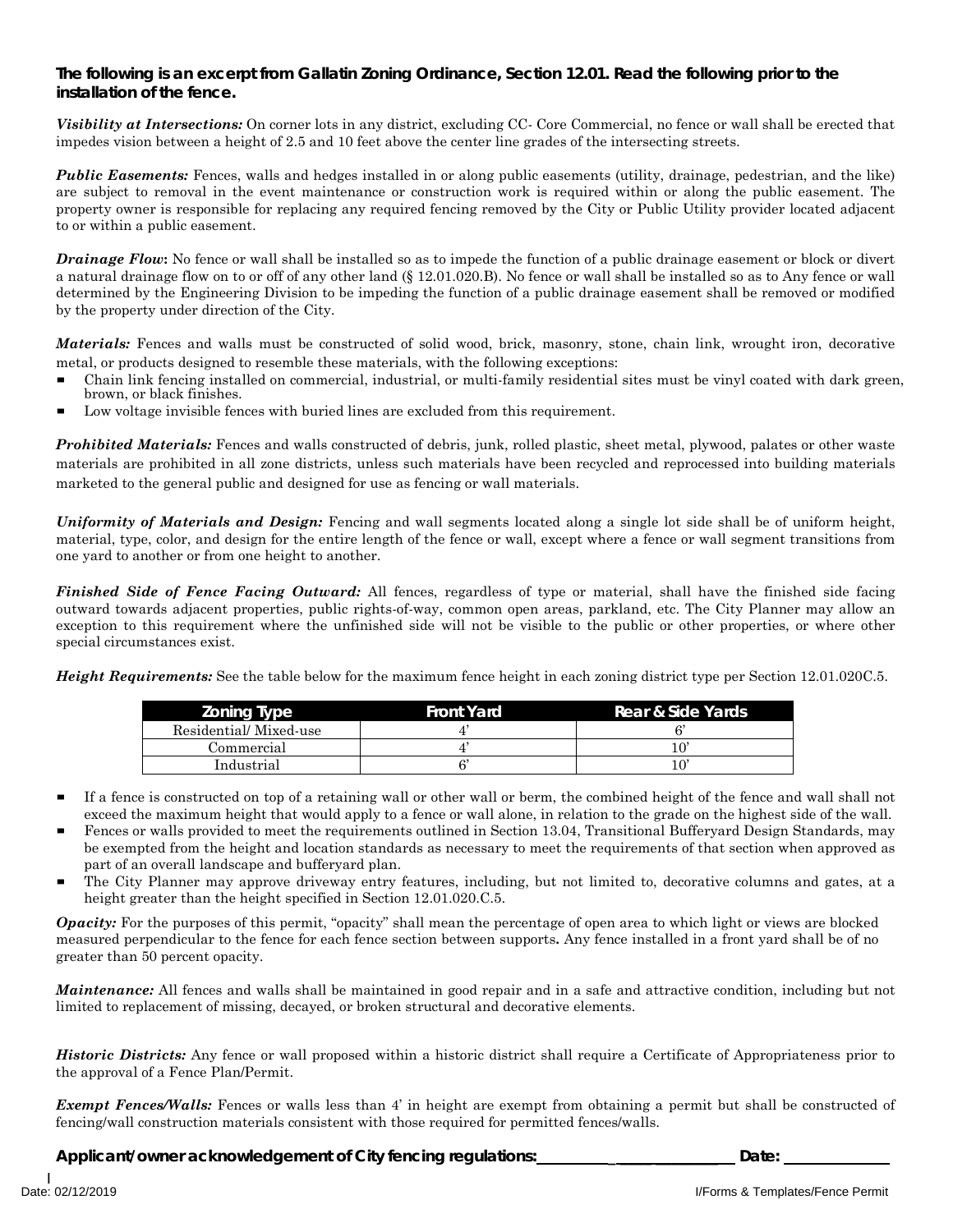**The following is an excerpt from Gallatin Zoning Ordinance, Section 12.01. Read the following prior to the installation of the fence.**

***Visibility at Intersections:*** On corner lots in any district, excluding CC- Core Commercial, no fence or wall shall be erected that impedes vision between a height of 2.5 and 10 feet above the center line grades of the intersecting streets.

***Public Easements:*** Fences, walls and hedges installed in or along public easements (utility, drainage, pedestrian, and the like) are subject to removal in the event maintenance or construction work is required within or along the public easement. The property owner is responsible for replacing any required fencing removed by the City or Public Utility provider located adjacent to or within a public easement.

***Drainage Flow*:** No fence or wall shall be installed so as to impede the function of a public drainage easement or block or divert a natural drainage flow on to or off of any other land (§ 12.01.020.B). No fence or wall shall be installed so as to Any fence or wall determined by the Engineering Division to be impeding the function of a public drainage easement shall be removed or modified by the property under direction of the City.

***Materials:*** Fences and walls must be constructed of solid wood, brick, masonry, stone, chain link, wrought iron, decorative metal, or products designed to resemble these materials, with the following exceptions:

- Chain link fencing installed on commercial, industrial, or multi-family residential sites must be vinyl coated with dark green, brown, or black finishes.
- Low voltage invisible fences with buried lines are excluded from this requirement.

***Prohibited Materials:*** Fences and walls constructed of debris, junk, rolled plastic, sheet metal, plywood, palates or other waste materials are prohibited in all zone districts, unless such materials have been recycled and reprocessed into building materials marketed to the general public and designed for use as fencing or wall materials.

***Uniformity of Materials and Design:*** Fencing and wall segments located along a single lot side shall be of uniform height, material, type, color, and design for the entire length of the fence or wall, except where a fence or wall segment transitions from one yard to another or from one height to another.

***Finished Side of Fence Facing Outward:*** All fences, regardless of type or material, shall have the finished side facing outward towards adjacent properties, public rights-of-way, common open areas, parkland, etc. The City Planner may allow an exception to this requirement where the unfinished side will not be visible to the public or other properties, or where other special circumstances exist.

***Height Requirements:*** See the table below for the maximum fence height in each zoning district type per Section 12.01.020C.5.

| Zoning Type | Front Yard | Rear & Side Yards |
|---|---|---|
| Residential/ Mixed-use | 4' | 6' |
| Commercial | 4' | 10' |
| Industrial | 6' | 10' |

- If a fence is constructed on top of a retaining wall or other wall or berm, the combined height of the fence and wall shall not exceed the maximum height that would apply to a fence or wall alone, in relation to the grade on the highest side of the wall.
- Fences or walls provided to meet the requirements outlined in Section 13.04, Transitional Bufferyard Design Standards, may be exempted from the height and location standards as necessary to meet the requirements of that section when approved as part of an overall landscape and bufferyard plan.
- The City Planner may approve driveway entry features, including, but not limited to, decorative columns and gates, at a height greater than the height specified in Section 12.01.020.C.5.

***Opacity:*** For the purposes of this permit, "opacity" shall mean the percentage of open area to which light or views are blocked measured perpendicular to the fence for each fence section between supports**.** Any fence installed in a front yard shall be of no greater than 50 percent opacity.

***Maintenance:*** All fences and walls shall be maintained in good repair and in a safe and attractive condition, including but not limited to replacement of missing, decayed, or broken structural and decorative elements.

***Historic Districts:*** Any fence or wall proposed within a historic district shall require a Certificate of Appropriateness prior to the approval of a Fence Plan/Permit.

***Exempt Fences/Walls:*** Fences or walls less than 4' in height are exempt from obtaining a permit but shall be constructed of fencing/wall construction materials consistent with those required for permitted fences/walls.

**Applicant/owner acknowledgement of City fencing regulations:** ____________________ **Date:** ____________

Date: 02/12/2019

I/Forms & Templates/Fence Permit